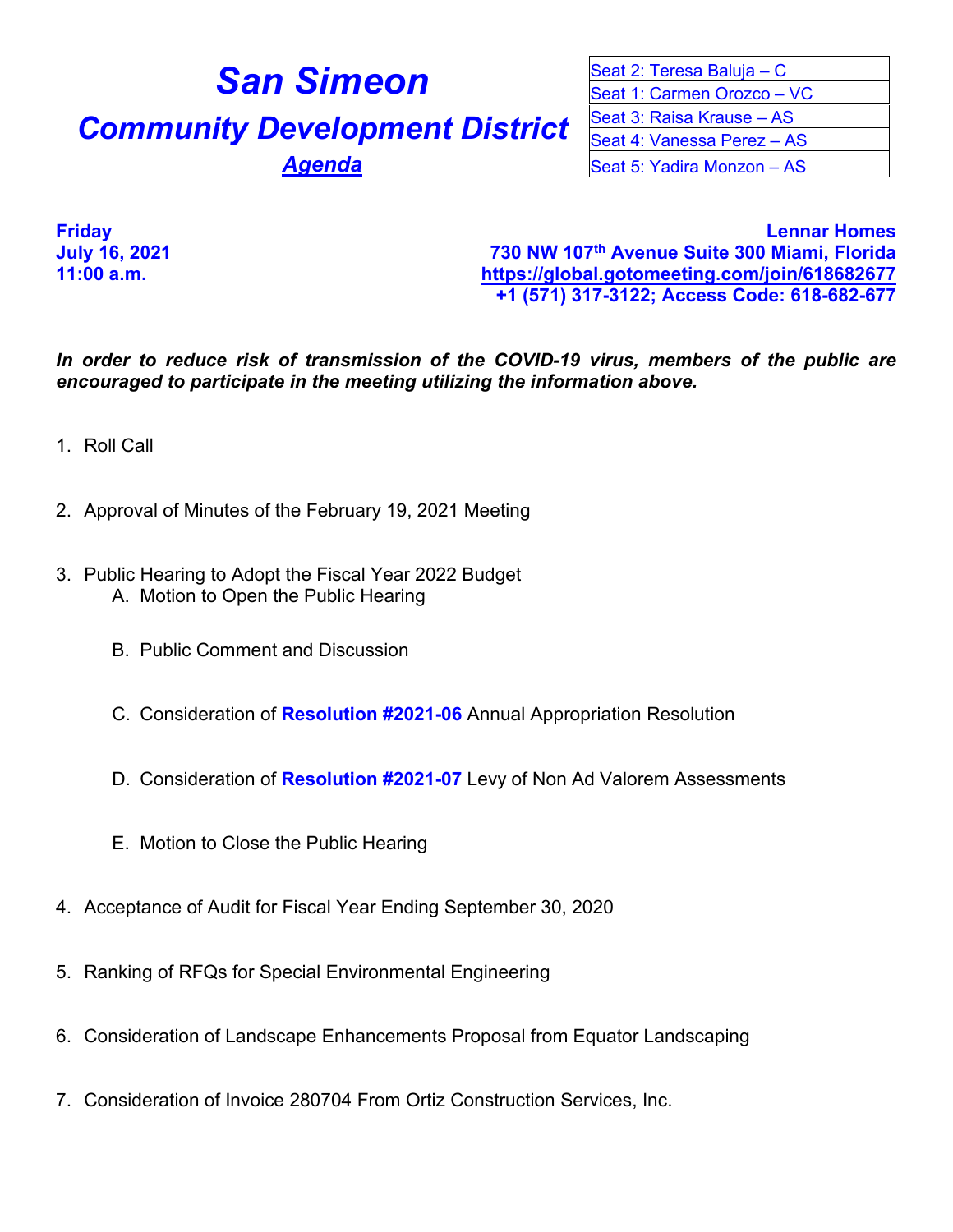# San Simeon

## Community Development District

***Agenda***

| Seat 2: Teresa Baluja – C | |
|---|---|
| Seat 1: Carmen Orozco – VC | |
| Seat 3: Raisa Krause – AS | |
| Seat 4: Vanessa Perez – AS | |
| Seat 5: Yadira Monzon – AS | |

**Friday**
**July 16, 2021**
**11:00 a.m.**

**Lennar Homes**
**730 NW 107th Avenue Suite 300 Miami, Florida**
**https://global.gotomeeting.com/join/618682677**
**+1 (571) 317-3122; Access Code: 618-682-677**

***In order to reduce risk of transmission of the COVID-19 virus, members of the public are encouraged to participate in the meeting utilizing the information above.***

1. Roll Call

2. Approval of Minutes of the February 19, 2021 Meeting

3. Public Hearing to Adopt the Fiscal Year 2022 Budget
   A. Motion to Open the Public Hearing

   B. Public Comment and Discussion

   C. Consideration of **Resolution #2021-06** Annual Appropriation Resolution

   D. Consideration of **Resolution #2021-07** Levy of Non Ad Valorem Assessments

   E. Motion to Close the Public Hearing

4. Acceptance of Audit for Fiscal Year Ending September 30, 2020

5. Ranking of RFQs for Special Environmental Engineering

6. Consideration of Landscape Enhancements Proposal from Equator Landscaping

7. Consideration of Invoice 280704 From Ortiz Construction Services, Inc.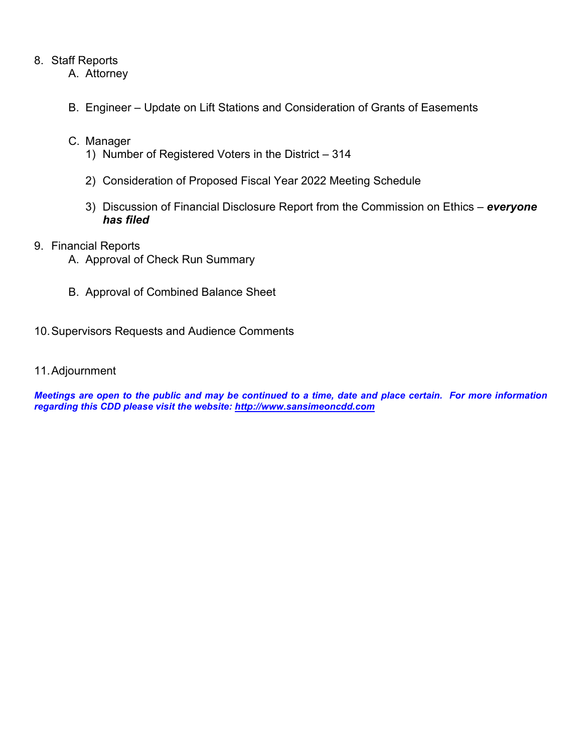8. Staff Reports
   A. Attorney

   B. Engineer – Update on Lift Stations and Consideration of Grants of Easements

   C. Manager
      1) Number of Registered Voters in the District – 314

      2) Consideration of Proposed Fiscal Year 2022 Meeting Schedule

      3) Discussion of Financial Disclosure Report from the Commission on Ethics – ***everyone has filed***

9. Financial Reports
   A. Approval of Check Run Summary

   B. Approval of Combined Balance Sheet

10. Supervisors Requests and Audience Comments

11. Adjournment

***Meetings are open to the public and may be continued to a time, date and place certain. For more information regarding this CDD please visit the website: http://www.sansimeoncdd.com***